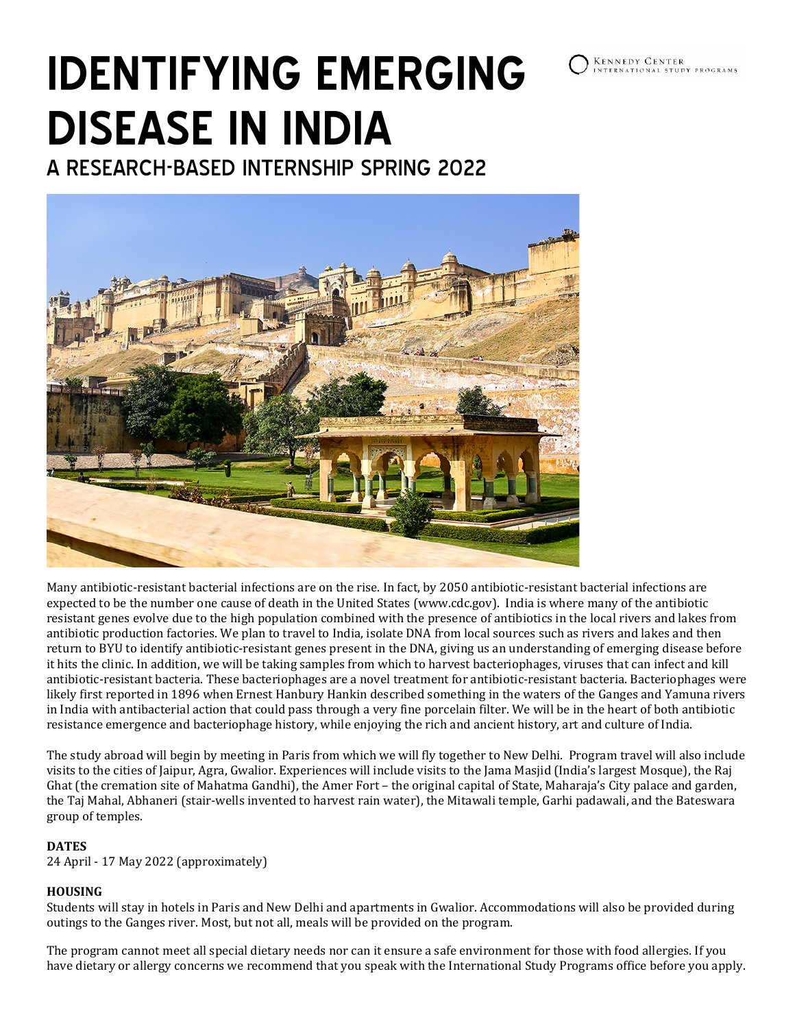# IDENTIFYING EMERGING DISEASE IN INDIA

## A RESEARCH-BASED INTERNSHIP SPRING 2022

Kennedy Center International Study Programs

Many antibiotic-resistant bacterial infections are on the rise. In fact, by 2050 antibiotic-resistant bacterial infections are expected to be the number one cause of death in the United States (www.cdc.gov). India is where many of the antibiotic resistant genes evolve due to the high population combined with the presence of antibiotics in the local rivers and lakes from antibiotic production factories. We plan to travel to India, isolate DNA from local sources such as rivers and lakes and then return to BYU to identify antibiotic-resistant genes present in the DNA, giving us an understanding of emerging disease before it hits the clinic. In addition, we will be taking samples from which to harvest bacteriophages, viruses that can infect and kill antibiotic-resistant bacteria. These bacteriophages are a novel treatment for antibiotic-resistant bacteria. Bacteriophages were likely first reported in 1896 when Ernest Hanbury Hankin described something in the waters of the Ganges and Yamuna rivers in India with antibacterial action that could pass through a very fine porcelain filter. We will be in the heart of both antibiotic resistance emergence and bacteriophage history, while enjoying the rich and ancient history, art and culture of India.

The study abroad will begin by meeting in Paris from which we will fly together to New Delhi. Program travel will also include visits to the cities of Jaipur, Agra, Gwalior. Experiences will include visits to the Jama Masjid (India's largest Mosque), the Raj Ghat (the cremation site of Mahatma Gandhi), the Amer Fort – the original capital of State, Maharaja's City palace and garden, the Taj Mahal, Abhaneri (stair-wells invented to harvest rain water), the Mitawali temple, Garhi padawali, and the Bateswara group of temples.

**DATES**

24 April - 17 May 2022 (approximately)

**HOUSING**

Students will stay in hotels in Paris and New Delhi and apartments in Gwalior. Accommodations will also be provided during outings to the Ganges river. Most, but not all, meals will be provided on the program.

The program cannot meet all special dietary needs nor can it ensure a safe environment for those with food allergies. If you have dietary or allergy concerns we recommend that you speak with the International Study Programs office before you apply.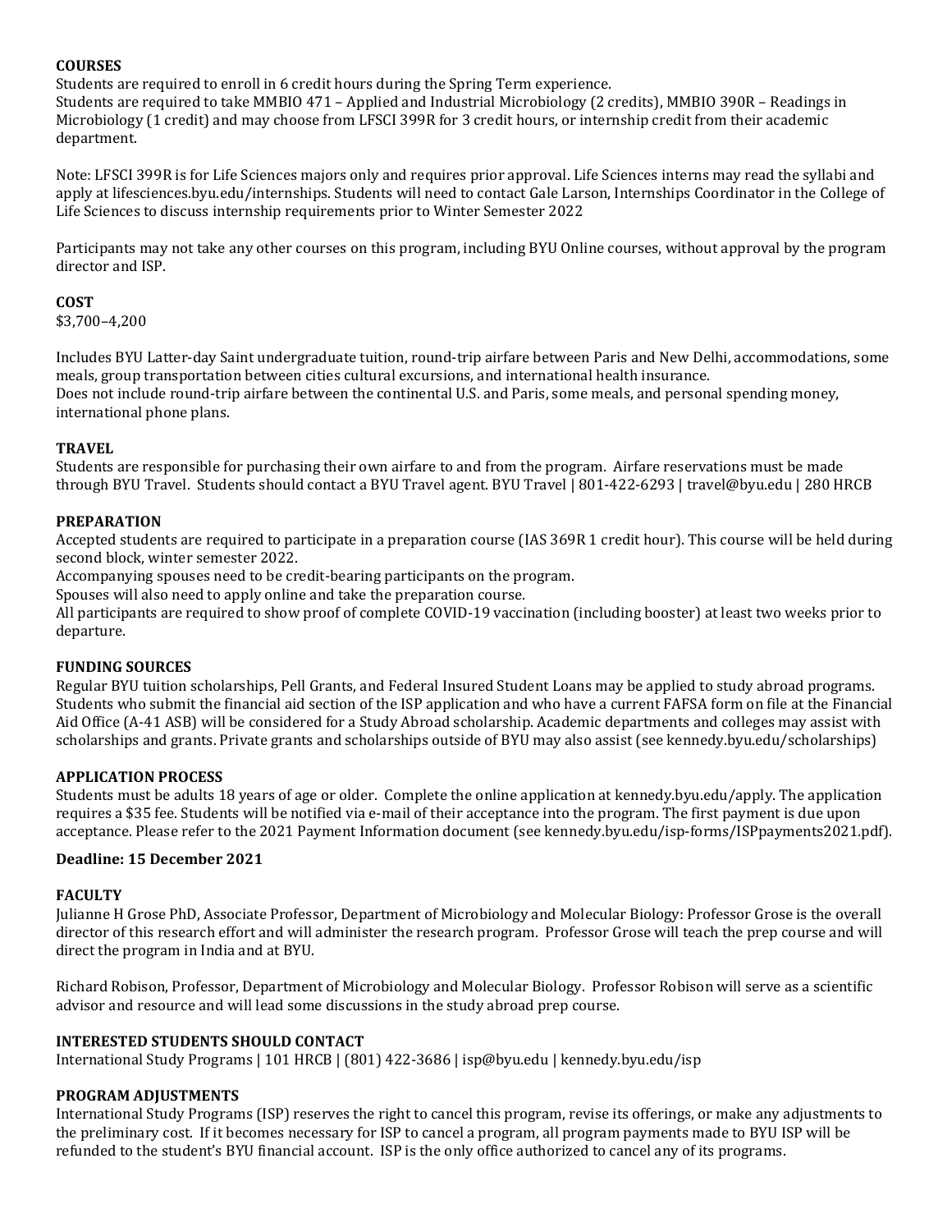## COURSES

Students are required to enroll in 6 credit hours during the Spring Term experience.
Students are required to take MMBIO 471 – Applied and Industrial Microbiology (2 credits), MMBIO 390R – Readings in Microbiology (1 credit) and may choose from LFSCI 399R for 3 credit hours, or internship credit from their academic department.

Note: LFSCI 399R is for Life Sciences majors only and requires prior approval. Life Sciences interns may read the syllabi and apply at lifesciences.byu.edu/internships. Students will need to contact Gale Larson, Internships Coordinator in the College of Life Sciences to discuss internship requirements prior to Winter Semester 2022

Participants may not take any other courses on this program, including BYU Online courses, without approval by the program director and ISP.

## COST

$3,700–4,200

Includes BYU Latter-day Saint undergraduate tuition, round-trip airfare between Paris and New Delhi, accommodations, some meals, group transportation between cities cultural excursions, and international health insurance.
Does not include round-trip airfare between the continental U.S. and Paris, some meals, and personal spending money, international phone plans.

## TRAVEL

Students are responsible for purchasing their own airfare to and from the program. Airfare reservations must be made through BYU Travel. Students should contact a BYU Travel agent. BYU Travel | 801-422-6293 | travel@byu.edu | 280 HRCB

## PREPARATION

Accepted students are required to participate in a preparation course (IAS 369R 1 credit hour). This course will be held during second block, winter semester 2022.
Accompanying spouses need to be credit-bearing participants on the program.
Spouses will also need to apply online and take the preparation course.
All participants are required to show proof of complete COVID-19 vaccination (including booster) at least two weeks prior to departure.

## FUNDING SOURCES

Regular BYU tuition scholarships, Pell Grants, and Federal Insured Student Loans may be applied to study abroad programs. Students who submit the financial aid section of the ISP application and who have a current FAFSA form on file at the Financial Aid Office (A-41 ASB) will be considered for a Study Abroad scholarship. Academic departments and colleges may assist with scholarships and grants. Private grants and scholarships outside of BYU may also assist (see kennedy.byu.edu/scholarships)

## APPLICATION PROCESS

Students must be adults 18 years of age or older. Complete the online application at kennedy.byu.edu/apply. The application requires a $35 fee. Students will be notified via e-mail of their acceptance into the program. The first payment is due upon acceptance. Please refer to the 2021 Payment Information document (see kennedy.byu.edu/isp-forms/ISPpayments2021.pdf).

**Deadline: 15 December 2021**

## FACULTY

Julianne H Grose PhD, Associate Professor, Department of Microbiology and Molecular Biology: Professor Grose is the overall director of this research effort and will administer the research program. Professor Grose will teach the prep course and will direct the program in India and at BYU.

Richard Robison, Professor, Department of Microbiology and Molecular Biology. Professor Robison will serve as a scientific advisor and resource and will lead some discussions in the study abroad prep course.

## INTERESTED STUDENTS SHOULD CONTACT

International Study Programs | 101 HRCB | (801) 422-3686 | isp@byu.edu | kennedy.byu.edu/isp

## PROGRAM ADJUSTMENTS

International Study Programs (ISP) reserves the right to cancel this program, revise its offerings, or make any adjustments to the preliminary cost. If it becomes necessary for ISP to cancel a program, all program payments made to BYU ISP will be refunded to the student's BYU financial account. ISP is the only office authorized to cancel any of its programs.